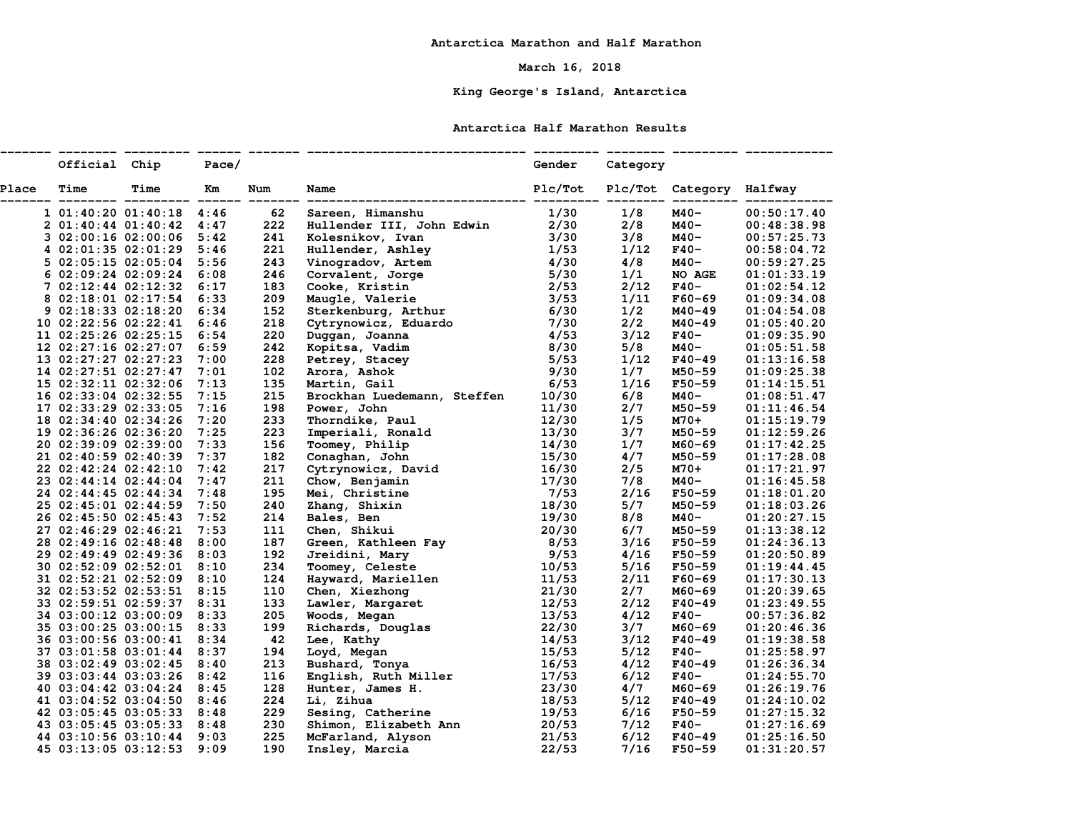# Antarctica Marathon and Half Marathon

March 16, 2018

King George's Island, Antarctica

## Antarctica Half Marathon Results

| Place | Official Time | Chip Time | Pace/ Km | Num | Name | Gender Plc/Tot | Category Plc/Tot | Category | Halfway |
|---|---|---|---|---|---|---|---|---|---|
| 1 | 01:40:20 | 01:40:18 | 4:46 | 62 | Sareen, Himanshu | 1/30 | 1/8 | M40- | 00:50:17.40 |
| 2 | 01:40:44 | 01:40:42 | 4:47 | 222 | Hullender III, John Edwin | 2/30 | 2/8 | M40- | 00:48:38.98 |
| 3 | 02:00:16 | 02:00:06 | 5:42 | 241 | Kolesnikov, Ivan | 3/30 | 3/8 | M40- | 00:57:25.73 |
| 4 | 02:01:35 | 02:01:29 | 5:46 | 221 | Hullender, Ashley | 1/53 | 1/12 | F40- | 00:58:04.72 |
| 5 | 02:05:15 | 02:05:04 | 5:56 | 243 | Vinogradov, Artem | 4/30 | 4/8 | M40- | 00:59:27.25 |
| 6 | 02:09:24 | 02:09:24 | 6:08 | 246 | Corvalent, Jorge | 5/30 | 1/1 | NO AGE | 01:01:33.19 |
| 7 | 02:12:44 | 02:12:32 | 6:17 | 183 | Cooke, Kristin | 2/53 | 2/12 | F40- | 01:02:54.12 |
| 8 | 02:18:01 | 02:17:54 | 6:33 | 209 | Maugle, Valerie | 3/53 | 1/11 | F60-69 | 01:09:34.08 |
| 9 | 02:18:33 | 02:18:20 | 6:34 | 152 | Sterkenburg, Arthur | 6/30 | 1/2 | M40-49 | 01:04:54.08 |
| 10 | 02:22:56 | 02:22:41 | 6:46 | 218 | Cytrynowicz, Eduardo | 7/30 | 2/2 | M40-49 | 01:05:40.20 |
| 11 | 02:25:26 | 02:25:15 | 6:54 | 220 | Duggan, Joanna | 4/53 | 3/12 | F40- | 01:09:35.90 |
| 12 | 02:27:16 | 02:27:07 | 6:59 | 242 | Kopitsa, Vadim | 8/30 | 5/8 | M40- | 01:05:51.58 |
| 13 | 02:27:27 | 02:27:23 | 7:00 | 228 | Petrey, Stacey | 5/53 | 1/12 | F40-49 | 01:13:16.58 |
| 14 | 02:27:51 | 02:27:47 | 7:01 | 102 | Arora, Ashok | 9/30 | 1/7 | M50-59 | 01:09:25.38 |
| 15 | 02:32:11 | 02:32:06 | 7:13 | 135 | Martin, Gail | 6/53 | 1/16 | F50-59 | 01:14:15.51 |
| 16 | 02:33:04 | 02:32:55 | 7:15 | 215 | Brockhan Luedemann, Steffen | 10/30 | 6/8 | M40- | 01:08:51.47 |
| 17 | 02:33:29 | 02:33:05 | 7:16 | 198 | Power, John | 11/30 | 2/7 | M50-59 | 01:11:46.54 |
| 18 | 02:34:40 | 02:34:26 | 7:20 | 233 | Thorndike, Paul | 12/30 | 1/5 | M70+ | 01:15:19.79 |
| 19 | 02:36:26 | 02:36:20 | 7:25 | 223 | Imperiali, Ronald | 13/30 | 3/7 | M50-59 | 01:12:59.26 |
| 20 | 02:39:09 | 02:39:00 | 7:33 | 156 | Toomey, Philip | 14/30 | 1/7 | M60-69 | 01:17:42.25 |
| 21 | 02:40:59 | 02:40:39 | 7:37 | 182 | Conaghan, John | 15/30 | 4/7 | M50-59 | 01:17:28.08 |
| 22 | 02:42:24 | 02:42:10 | 7:42 | 217 | Cytrynowicz, David | 16/30 | 2/5 | M70+ | 01:17:21.97 |
| 23 | 02:44:14 | 02:44:04 | 7:47 | 211 | Chow, Benjamin | 17/30 | 7/8 | M40- | 01:16:45.58 |
| 24 | 02:44:45 | 02:44:34 | 7:48 | 195 | Mei, Christine | 7/53 | 2/16 | F50-59 | 01:18:01.20 |
| 25 | 02:45:01 | 02:44:59 | 7:50 | 240 | Zhang, Shixin | 18/30 | 5/7 | M50-59 | 01:18:03.26 |
| 26 | 02:45:50 | 02:45:43 | 7:52 | 214 | Bales, Ben | 19/30 | 8/8 | M40- | 01:20:27.15 |
| 27 | 02:46:29 | 02:46:21 | 7:53 | 111 | Chen, Shikui | 20/30 | 6/7 | M50-59 | 01:13:38.12 |
| 28 | 02:49:16 | 02:48:48 | 8:00 | 187 | Green, Kathleen Fay | 8/53 | 3/16 | F50-59 | 01:24:36.13 |
| 29 | 02:49:49 | 02:49:36 | 8:03 | 192 | Jreidini, Mary | 9/53 | 4/16 | F50-59 | 01:20:50.89 |
| 30 | 02:52:09 | 02:52:01 | 8:10 | 234 | Toomey, Celeste | 10/53 | 5/16 | F50-59 | 01:19:44.45 |
| 31 | 02:52:21 | 02:52:09 | 8:10 | 124 | Hayward, Mariellen | 11/53 | 2/11 | F60-69 | 01:17:30.13 |
| 32 | 02:53:52 | 02:53:51 | 8:15 | 110 | Chen, Xiezhong | 21/30 | 2/7 | M60-69 | 01:20:39.65 |
| 33 | 02:59:51 | 02:59:37 | 8:31 | 133 | Lawler, Margaret | 12/53 | 2/12 | F40-49 | 01:23:49.55 |
| 34 | 03:00:12 | 03:00:09 | 8:33 | 205 | Woods, Megan | 13/53 | 4/12 | F40- | 00:57:36.82 |
| 35 | 03:00:25 | 03:00:15 | 8:33 | 199 | Richards, Douglas | 22/30 | 3/7 | M60-69 | 01:20:46.36 |
| 36 | 03:00:56 | 03:00:41 | 8:34 | 42 | Lee, Kathy | 14/53 | 3/12 | F40-49 | 01:19:38.58 |
| 37 | 03:01:58 | 03:01:44 | 8:37 | 194 | Loyd, Megan | 15/53 | 5/12 | F40- | 01:25:58.97 |
| 38 | 03:02:49 | 03:02:45 | 8:40 | 213 | Bushard, Tonya | 16/53 | 4/12 | F40-49 | 01:26:36.34 |
| 39 | 03:03:44 | 03:03:26 | 8:42 | 116 | English, Ruth Miller | 17/53 | 6/12 | F40- | 01:24:55.70 |
| 40 | 03:04:42 | 03:04:24 | 8:45 | 128 | Hunter, James H. | 23/30 | 4/7 | M60-69 | 01:26:19.76 |
| 41 | 03:04:52 | 03:04:50 | 8:46 | 224 | Li, Zihua | 18/53 | 5/12 | F40-49 | 01:24:10.02 |
| 42 | 03:05:45 | 03:05:33 | 8:48 | 229 | Sesing, Catherine | 19/53 | 6/16 | F50-59 | 01:27:15.32 |
| 43 | 03:05:45 | 03:05:33 | 8:48 | 230 | Shimon, Elizabeth Ann | 20/53 | 7/12 | F40- | 01:27:16.69 |
| 44 | 03:10:56 | 03:10:44 | 9:03 | 225 | McFarland, Alyson | 21/53 | 6/12 | F40-49 | 01:25:16.50 |
| 45 | 03:13:05 | 03:12:53 | 9:09 | 190 | Insley, Marcia | 22/53 | 7/16 | F50-59 | 01:31:20.57 |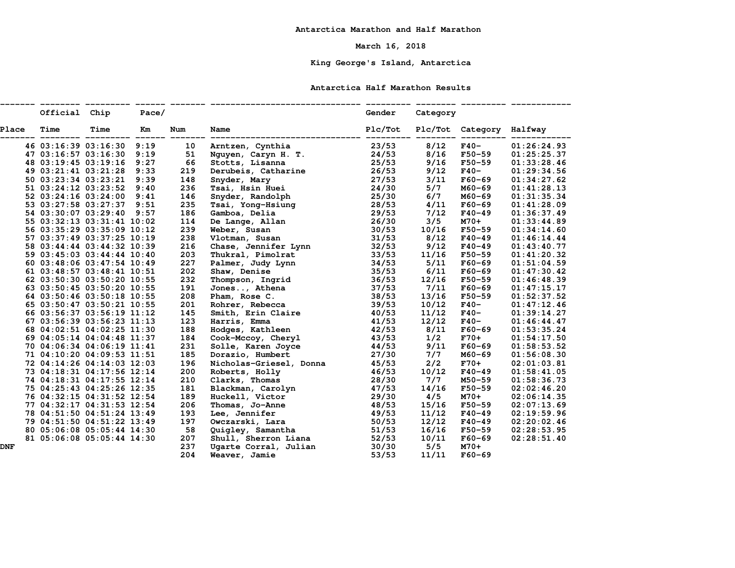**Antarctica Marathon and Half Marathon**

**March 16, 2018**

**King George's Island, Antarctica**

**Antarctica Half Marathon Results**

| Place | Official Time | Chip Time | Pace/ Km | Num | Name | Gender Plc/Tot | Category Plc/Tot | Category | Halfway |
|---|---|---|---|---|---|---|---|---|---|
| 46 | 03:16:39 | 03:16:30 | 9:19 | 10 | Arntzen, Cynthia | 23/53 | 8/12 | F40- | 01:26:24.93 |
| 47 | 03:16:57 | 03:16:30 | 9:19 | 51 | Nguyen, Caryn H. T. | 24/53 | 8/16 | F50-59 | 01:25:25.37 |
| 48 | 03:19:45 | 03:19:16 | 9:27 | 66 | Stotts, Lisanna | 25/53 | 9/16 | F50-59 | 01:33:28.46 |
| 49 | 03:21:41 | 03:21:28 | 9:33 | 219 | Derubeis, Catharine | 26/53 | 9/12 | F40- | 01:29:34.56 |
| 50 | 03:23:34 | 03:23:21 | 9:39 | 148 | Snyder, Mary | 27/53 | 3/11 | F60-69 | 01:34:27.62 |
| 51 | 03:24:12 | 03:23:52 | 9:40 | 236 | Tsai, Hsin Huei | 24/30 | 5/7 | M60-69 | 01:41:28.13 |
| 52 | 03:24:16 | 03:24:00 | 9:41 | 146 | Snyder, Randolph | 25/30 | 6/7 | M60-69 | 01:31:35.34 |
| 53 | 03:27:58 | 03:27:37 | 9:51 | 235 | Tsai, Yong-Hsiung | 28/53 | 4/11 | F60-69 | 01:41:28.09 |
| 54 | 03:30:07 | 03:29:40 | 9:57 | 186 | Gamboa, Delia | 29/53 | 7/12 | F40-49 | 01:36:37.49 |
| 55 | 03:32:13 | 03:31:41 | 10:02 | 114 | De Lange, Allan | 26/30 | 3/5 | M70+ | 01:33:44.89 |
| 56 | 03:35:29 | 03:35:09 | 10:12 | 239 | Weber, Susan | 30/53 | 10/16 | F50-59 | 01:34:14.60 |
| 57 | 03:37:49 | 03:37:25 | 10:19 | 238 | Vlotman, Susan | 31/53 | 8/12 | F40-49 | 01:46:14.44 |
| 58 | 03:44:44 | 03:44:32 | 10:39 | 216 | Chase, Jennifer Lynn | 32/53 | 9/12 | F40-49 | 01:43:40.77 |
| 59 | 03:45:03 | 03:44:44 | 10:40 | 203 | Thukral, Pimolrat | 33/53 | 11/16 | F50-59 | 01:41:20.32 |
| 60 | 03:48:06 | 03:47:54 | 10:49 | 227 | Palmer, Judy Lynn | 34/53 | 5/11 | F60-69 | 01:51:04.59 |
| 61 | 03:48:57 | 03:48:41 | 10:51 | 202 | Shaw, Denise | 35/53 | 6/11 | F60-69 | 01:47:30.42 |
| 62 | 03:50:30 | 03:50:20 | 10:55 | 232 | Thompson, Ingrid | 36/53 | 12/16 | F50-59 | 01:46:48.39 |
| 63 | 03:50:45 | 03:50:20 | 10:55 | 191 | Jones.., Athena | 37/53 | 7/11 | F60-69 | 01:47:15.17 |
| 64 | 03:50:46 | 03:50:18 | 10:55 | 208 | Pham, Rose C. | 38/53 | 13/16 | F50-59 | 01:52:37.52 |
| 65 | 03:50:47 | 03:50:21 | 10:55 | 201 | Rohrer, Rebecca | 39/53 | 10/12 | F40- | 01:47:12.46 |
| 66 | 03:56:37 | 03:56:19 | 11:12 | 145 | Smith, Erin Claire | 40/53 | 11/12 | F40- | 01:39:14.27 |
| 67 | 03:56:39 | 03:56:23 | 11:13 | 123 | Harris, Emma | 41/53 | 12/12 | F40- | 01:46:44.47 |
| 68 | 04:02:51 | 04:02:25 | 11:30 | 188 | Hodges, Kathleen | 42/53 | 8/11 | F60-69 | 01:53:35.24 |
| 69 | 04:05:14 | 04:04:48 | 11:37 | 184 | Cook-Mccoy, Cheryl | 43/53 | 1/2 | F70+ | 01:54:17.50 |
| 70 | 04:06:34 | 04:06:19 | 11:41 | 231 | Solle, Karen Joyce | 44/53 | 9/11 | F60-69 | 01:58:53.52 |
| 71 | 04:10:20 | 04:09:53 | 11:51 | 185 | Dorazio, Humbert | 27/30 | 7/7 | M60-69 | 01:56:08.30 |
| 72 | 04:14:26 | 04:14:03 | 12:03 | 196 | Nicholas-Griesel, Donna | 45/53 | 2/2 | F70+ | 02:01:03.81 |
| 73 | 04:18:31 | 04:17:56 | 12:14 | 200 | Roberts, Holly | 46/53 | 10/12 | F40-49 | 01:58:41.05 |
| 74 | 04:18:31 | 04:17:55 | 12:14 | 210 | Clarks, Thomas | 28/30 | 7/7 | M50-59 | 01:58:36.73 |
| 75 | 04:25:43 | 04:25:26 | 12:35 | 181 | Blackman, Carolyn | 47/53 | 14/16 | F50-59 | 02:02:46.20 |
| 76 | 04:32:15 | 04:31:52 | 12:54 | 189 | Huckell, Victor | 29/30 | 4/5 | M70+ | 02:06:14.35 |
| 77 | 04:32:17 | 04:31:53 | 12:54 | 206 | Thomas, Jo-Anne | 48/53 | 15/16 | F50-59 | 02:07:13.69 |
| 78 | 04:51:50 | 04:51:24 | 13:49 | 193 | Lee, Jennifer | 49/53 | 11/12 | F40-49 | 02:19:59.96 |
| 79 | 04:51:50 | 04:51:22 | 13:49 | 197 | Owczarski, Lara | 50/53 | 12/12 | F40-49 | 02:20:02.46 |
| 80 | 05:06:08 | 05:05:44 | 14:30 | 58 | Quigley, Samantha | 51/53 | 16/16 | F50-59 | 02:28:53.95 |
| 81 | 05:06:08 | 05:05:44 | 14:30 | 207 | Shull, Sherron Liana | 52/53 | 10/11 | F60-69 | 02:28:51.40 |
| DNF | | | | 237 | Ugarte Corral, Julian | 30/30 | 5/5 | M70+ | |
| | | | | 204 | Weaver, Jamie | 53/53 | 11/11 | F60-69 | |